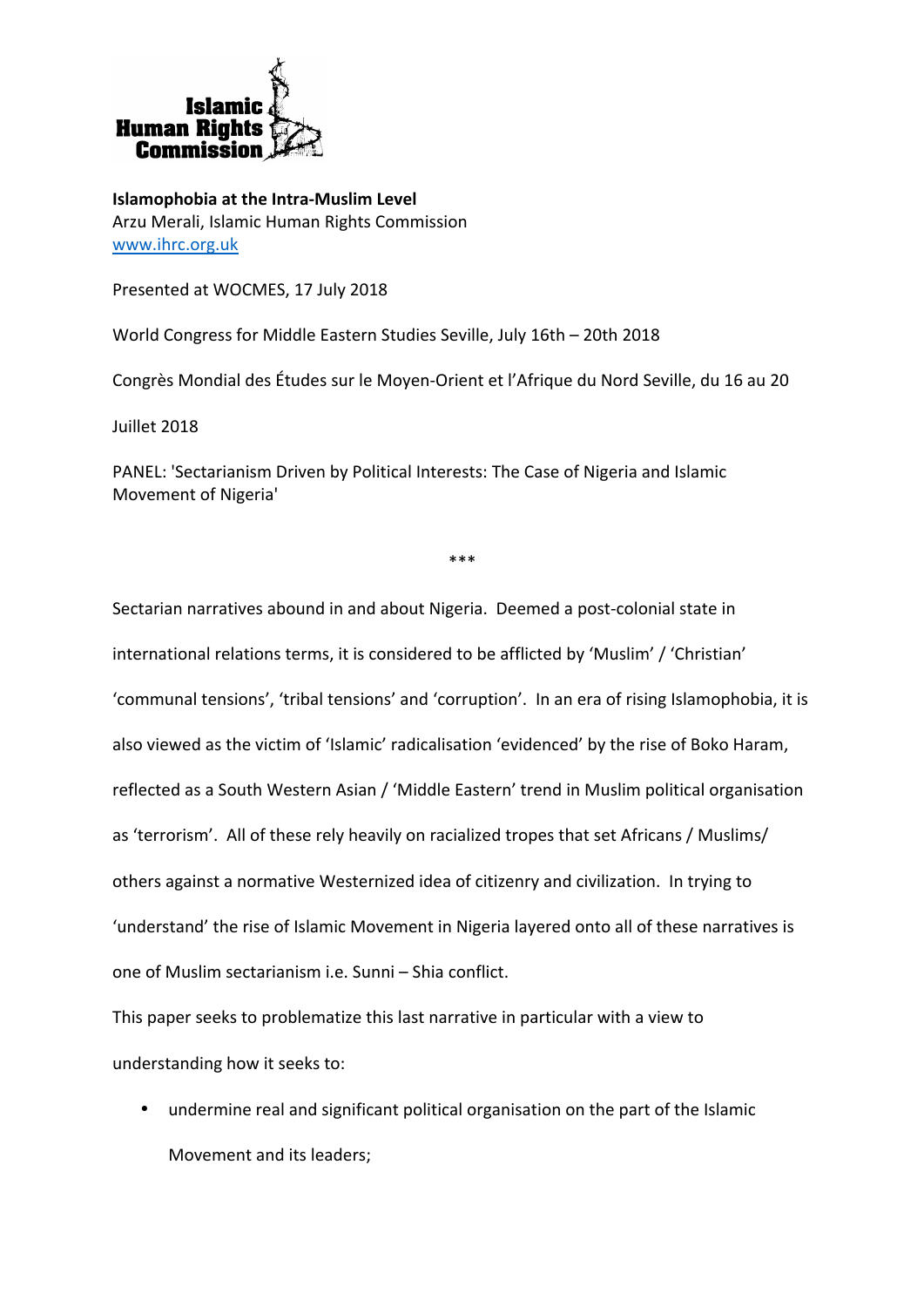**Islamophobia at the Intra-Muslim Level**
Arzu Merali, Islamic Human Rights Commission
www.ihrc.org.uk

Presented at WOCMES, 17 July 2018

World Congress for Middle Eastern Studies Seville, July 16th – 20th 2018

Congrès Mondial des Études sur le Moyen-Orient et l'Afrique du Nord Seville, du 16 au 20 Juillet 2018

PANEL: 'Sectarianism Driven by Political Interests: The Case of Nigeria and Islamic Movement of Nigeria'

\*\*\*

Sectarian narratives abound in and about Nigeria. Deemed a post-colonial state in international relations terms, it is considered to be afflicted by 'Muslim' / 'Christian' 'communal tensions', 'tribal tensions' and 'corruption'. In an era of rising Islamophobia, it is also viewed as the victim of 'Islamic' radicalisation 'evidenced' by the rise of Boko Haram, reflected as a South Western Asian / 'Middle Eastern' trend in Muslim political organisation as 'terrorism'. All of these rely heavily on racialized tropes that set Africans / Muslims/ others against a normative Westernized idea of citizenry and civilization. In trying to 'understand' the rise of Islamic Movement in Nigeria layered onto all of these narratives is one of Muslim sectarianism i.e. Sunni – Shia conflict.

This paper seeks to problematize this last narrative in particular with a view to understanding how it seeks to:

- undermine real and significant political organisation on the part of the Islamic Movement and its leaders;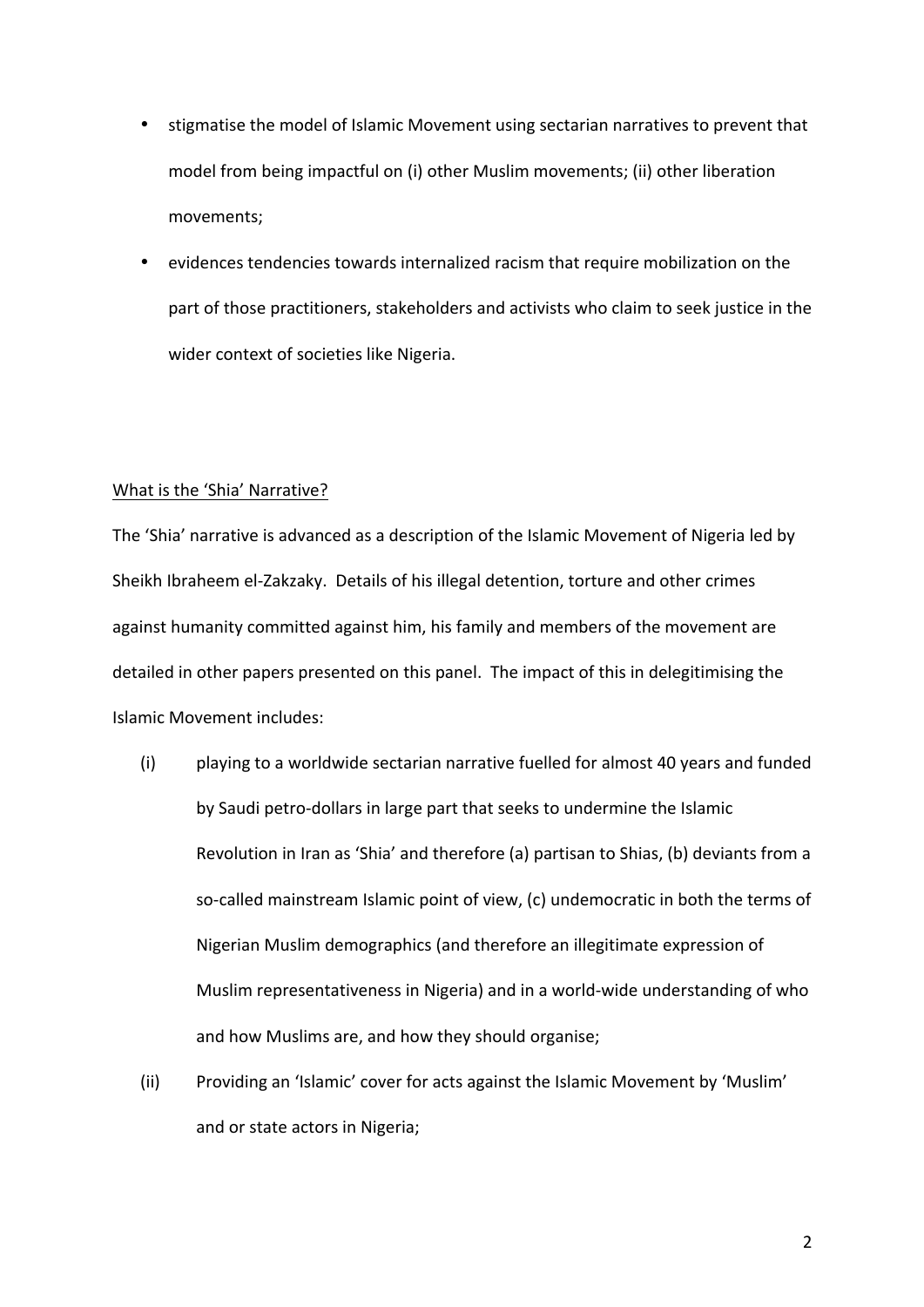- stigmatise the model of Islamic Movement using sectarian narratives to prevent that model from being impactful on (i) other Muslim movements; (ii) other liberation movements;
- evidences tendencies towards internalized racism that require mobilization on the part of those practitioners, stakeholders and activists who claim to seek justice in the wider context of societies like Nigeria.

<u>What is the 'Shia' Narrative?</u>

The 'Shia' narrative is advanced as a description of the Islamic Movement of Nigeria led by Sheikh Ibraheem el-Zakzaky. Details of his illegal detention, torture and other crimes against humanity committed against him, his family and members of the movement are detailed in other papers presented on this panel. The impact of this in delegitimising the Islamic Movement includes:

(i) playing to a worldwide sectarian narrative fuelled for almost 40 years and funded by Saudi petro-dollars in large part that seeks to undermine the Islamic Revolution in Iran as 'Shia' and therefore (a) partisan to Shias, (b) deviants from a so-called mainstream Islamic point of view, (c) undemocratic in both the terms of Nigerian Muslim demographics (and therefore an illegitimate expression of Muslim representativeness in Nigeria) and in a world-wide understanding of who and how Muslims are, and how they should organise;

(ii) Providing an 'Islamic' cover for acts against the Islamic Movement by 'Muslim' and or state actors in Nigeria;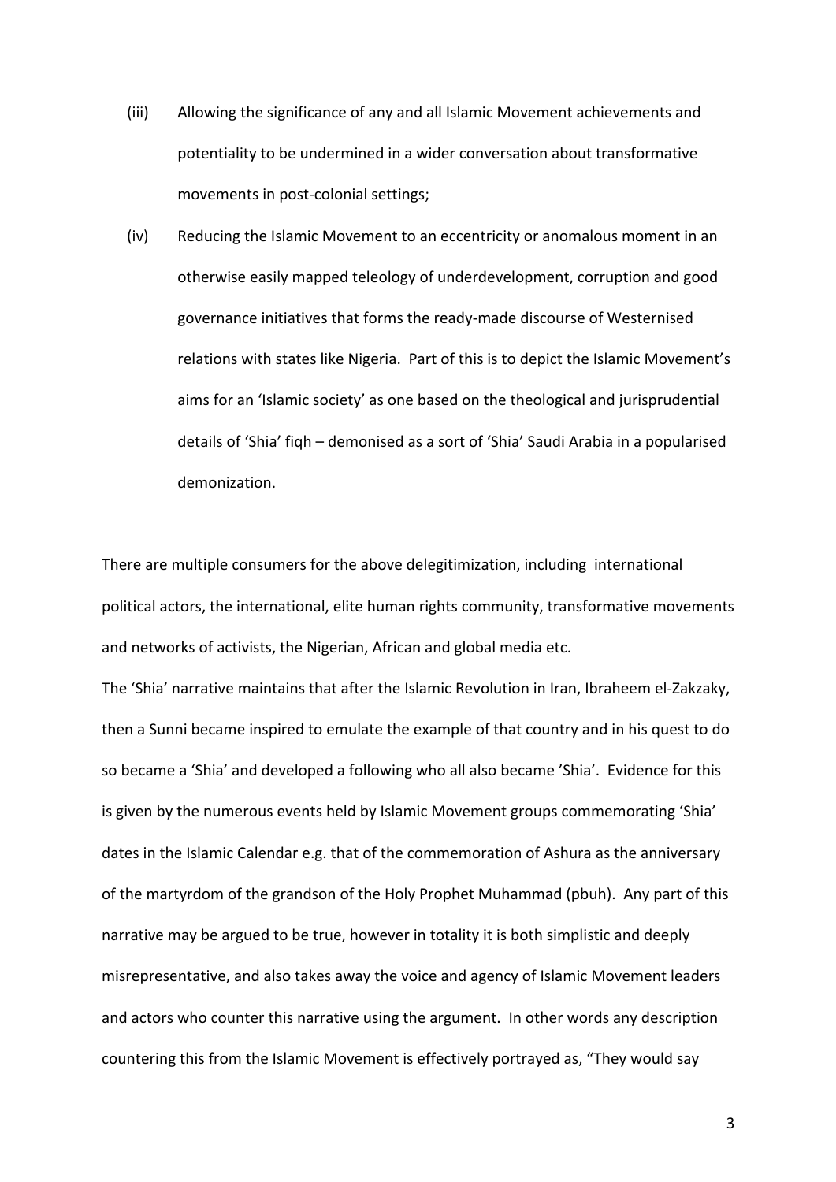(iii) Allowing the significance of any and all Islamic Movement achievements and potentiality to be undermined in a wider conversation about transformative movements in post-colonial settings;

(iv) Reducing the Islamic Movement to an eccentricity or anomalous moment in an otherwise easily mapped teleology of underdevelopment, corruption and good governance initiatives that forms the ready-made discourse of Westernised relations with states like Nigeria. Part of this is to depict the Islamic Movement's aims for an 'Islamic society' as one based on the theological and jurisprudential details of 'Shia' fiqh – demonised as a sort of 'Shia' Saudi Arabia in a popularised demonization.

There are multiple consumers for the above delegitimization, including international political actors, the international, elite human rights community, transformative movements and networks of activists, the Nigerian, African and global media etc.

The 'Shia' narrative maintains that after the Islamic Revolution in Iran, Ibraheem el-Zakzaky, then a Sunni became inspired to emulate the example of that country and in his quest to do so became a 'Shia' and developed a following who all also became 'Shia'. Evidence for this is given by the numerous events held by Islamic Movement groups commemorating 'Shia' dates in the Islamic Calendar e.g. that of the commemoration of Ashura as the anniversary of the martyrdom of the grandson of the Holy Prophet Muhammad (pbuh). Any part of this narrative may be argued to be true, however in totality it is both simplistic and deeply misrepresentative, and also takes away the voice and agency of Islamic Movement leaders and actors who counter this narrative using the argument. In other words any description countering this from the Islamic Movement is effectively portrayed as, "They would say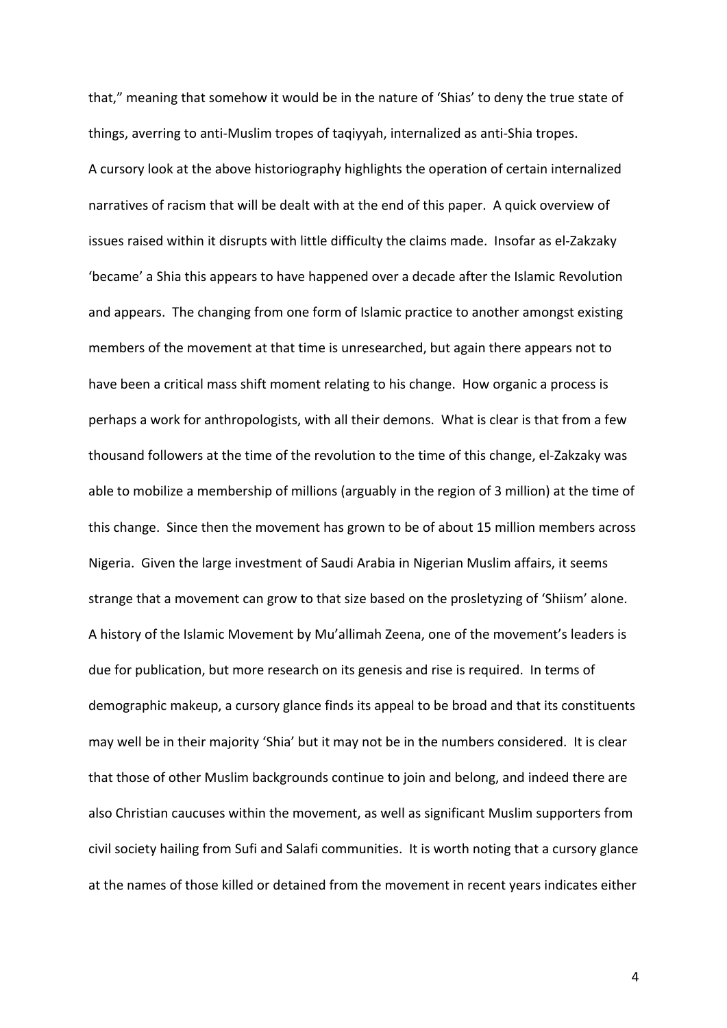that," meaning that somehow it would be in the nature of 'Shias' to deny the true state of things, averring to anti-Muslim tropes of taqiyyah, internalized as anti-Shia tropes.

A cursory look at the above historiography highlights the operation of certain internalized narratives of racism that will be dealt with at the end of this paper. A quick overview of issues raised within it disrupts with little difficulty the claims made. Insofar as el-Zakzaky 'became' a Shia this appears to have happened over a decade after the Islamic Revolution and appears. The changing from one form of Islamic practice to another amongst existing members of the movement at that time is unresearched, but again there appears not to have been a critical mass shift moment relating to his change. How organic a process is perhaps a work for anthropologists, with all their demons. What is clear is that from a few thousand followers at the time of the revolution to the time of this change, el-Zakzaky was able to mobilize a membership of millions (arguably in the region of 3 million) at the time of this change. Since then the movement has grown to be of about 15 million members across Nigeria. Given the large investment of Saudi Arabia in Nigerian Muslim affairs, it seems strange that a movement can grow to that size based on the prosletyzing of 'Shiism' alone. A history of the Islamic Movement by Mu'allimah Zeena, one of the movement's leaders is due for publication, but more research on its genesis and rise is required. In terms of demographic makeup, a cursory glance finds its appeal to be broad and that its constituents may well be in their majority 'Shia' but it may not be in the numbers considered. It is clear that those of other Muslim backgrounds continue to join and belong, and indeed there are also Christian caucuses within the movement, as well as significant Muslim supporters from civil society hailing from Sufi and Salafi communities. It is worth noting that a cursory glance at the names of those killed or detained from the movement in recent years indicates either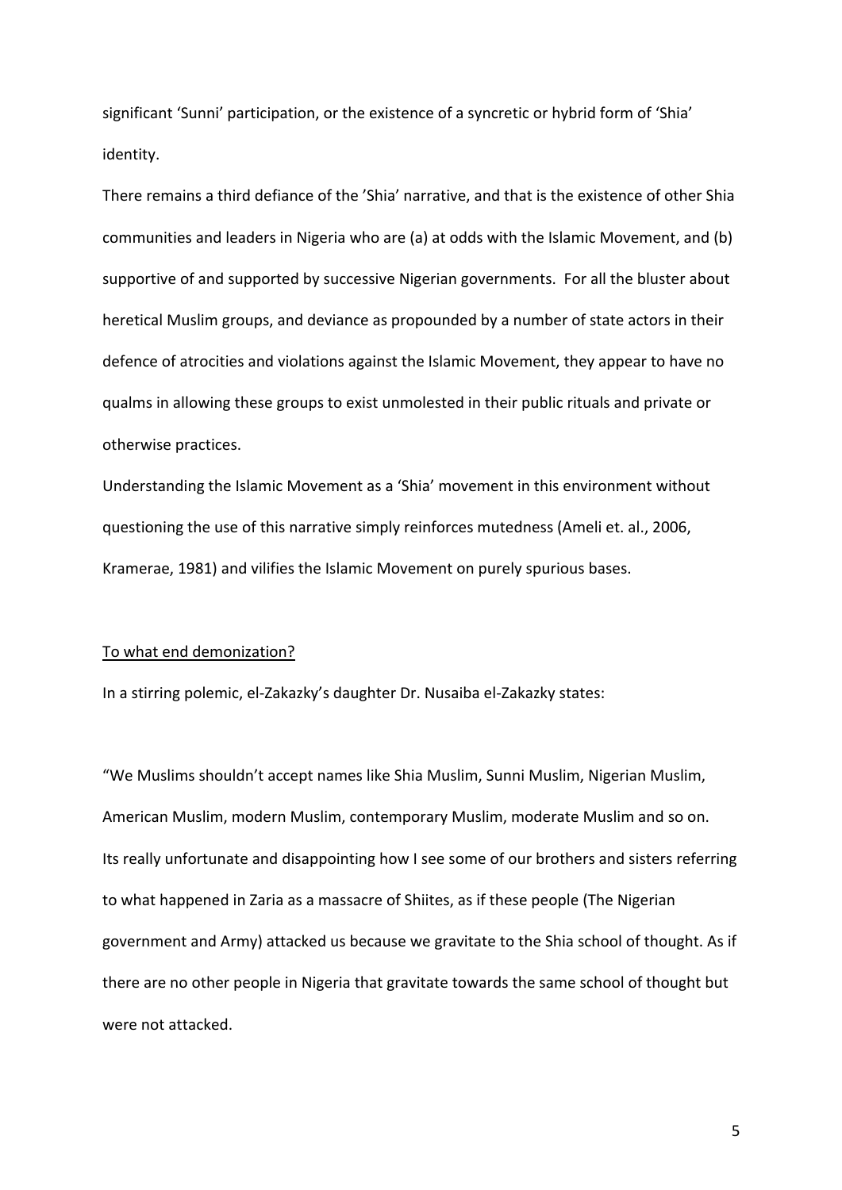significant 'Sunni' participation, or the existence of a syncretic or hybrid form of 'Shia' identity.

There remains a third defiance of the 'Shia' narrative, and that is the existence of other Shia communities and leaders in Nigeria who are (a) at odds with the Islamic Movement, and (b) supportive of and supported by successive Nigerian governments. For all the bluster about heretical Muslim groups, and deviance as propounded by a number of state actors in their defence of atrocities and violations against the Islamic Movement, they appear to have no qualms in allowing these groups to exist unmolested in their public rituals and private or otherwise practices.

Understanding the Islamic Movement as a 'Shia' movement in this environment without questioning the use of this narrative simply reinforces mutedness (Ameli et. al., 2006, Kramerae, 1981) and vilifies the Islamic Movement on purely spurious bases.

## To what end demonization?

In a stirring polemic, el-Zakazky's daughter Dr. Nusaiba el-Zakazky states:

"We Muslims shouldn't accept names like Shia Muslim, Sunni Muslim, Nigerian Muslim, American Muslim, modern Muslim, contemporary Muslim, moderate Muslim and so on. Its really unfortunate and disappointing how I see some of our brothers and sisters referring to what happened in Zaria as a massacre of Shiites, as if these people (The Nigerian government and Army) attacked us because we gravitate to the Shia school of thought. As if there are no other people in Nigeria that gravitate towards the same school of thought but were not attacked.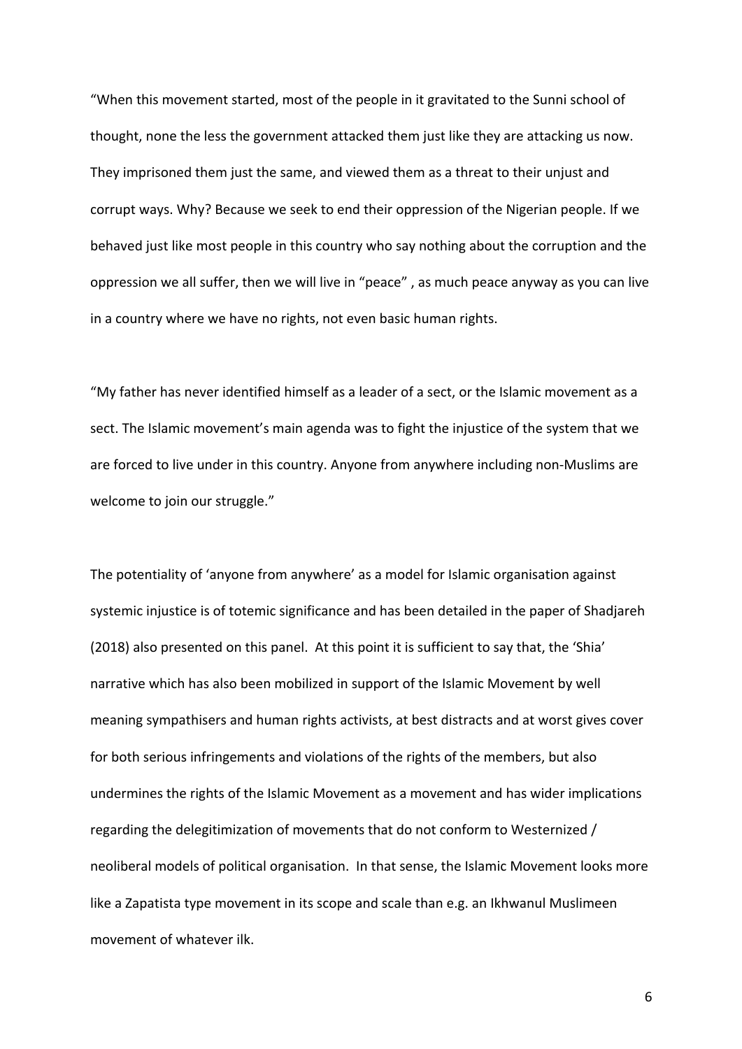"When this movement started, most of the people in it gravitated to the Sunni school of thought, none the less the government attacked them just like they are attacking us now. They imprisoned them just the same, and viewed them as a threat to their unjust and corrupt ways. Why? Because we seek to end their oppression of the Nigerian people. If we behaved just like most people in this country who say nothing about the corruption and the oppression we all suffer, then we will live in "peace" , as much peace anyway as you can live in a country where we have no rights, not even basic human rights.

"My father has never identified himself as a leader of a sect, or the Islamic movement as a sect. The Islamic movement's main agenda was to fight the injustice of the system that we are forced to live under in this country. Anyone from anywhere including non-Muslims are welcome to join our struggle."

The potentiality of 'anyone from anywhere' as a model for Islamic organisation against systemic injustice is of totemic significance and has been detailed in the paper of Shadjareh (2018) also presented on this panel. At this point it is sufficient to say that, the 'Shia' narrative which has also been mobilized in support of the Islamic Movement by well meaning sympathisers and human rights activists, at best distracts and at worst gives cover for both serious infringements and violations of the rights of the members, but also undermines the rights of the Islamic Movement as a movement and has wider implications regarding the delegitimization of movements that do not conform to Westernized / neoliberal models of political organisation. In that sense, the Islamic Movement looks more like a Zapatista type movement in its scope and scale than e.g. an Ikhwanul Muslimeen movement of whatever ilk.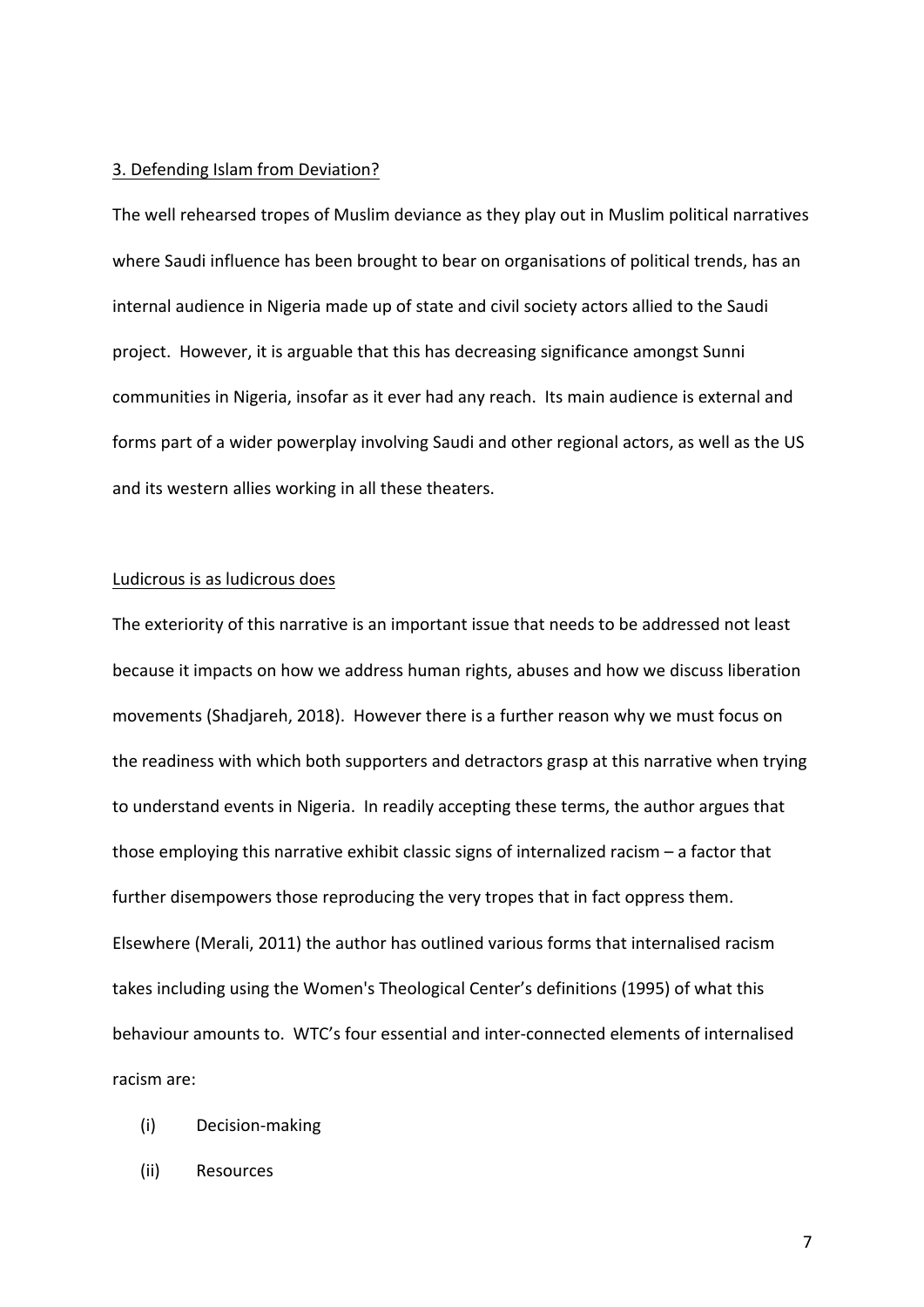<u>3. Defending Islam from Deviation?</u>

The well rehearsed tropes of Muslim deviance as they play out in Muslim political narratives where Saudi influence has been brought to bear on organisations of political trends, has an internal audience in Nigeria made up of state and civil society actors allied to the Saudi project. However, it is arguable that this has decreasing significance amongst Sunni communities in Nigeria, insofar as it ever had any reach. Its main audience is external and forms part of a wider powerplay involving Saudi and other regional actors, as well as the US and its western allies working in all these theaters.

<u>Ludicrous is as ludicrous does</u>

The exteriority of this narrative is an important issue that needs to be addressed not least because it impacts on how we address human rights, abuses and how we discuss liberation movements (Shadjareh, 2018). However there is a further reason why we must focus on the readiness with which both supporters and detractors grasp at this narrative when trying to understand events in Nigeria. In readily accepting these terms, the author argues that those employing this narrative exhibit classic signs of internalized racism – a factor that further disempowers those reproducing the very tropes that in fact oppress them. Elsewhere (Merali, 2011) the author has outlined various forms that internalised racism takes including using the Women's Theological Center's definitions (1995) of what this behaviour amounts to. WTC's four essential and inter-connected elements of internalised racism are:

(i) Decision-making

(ii) Resources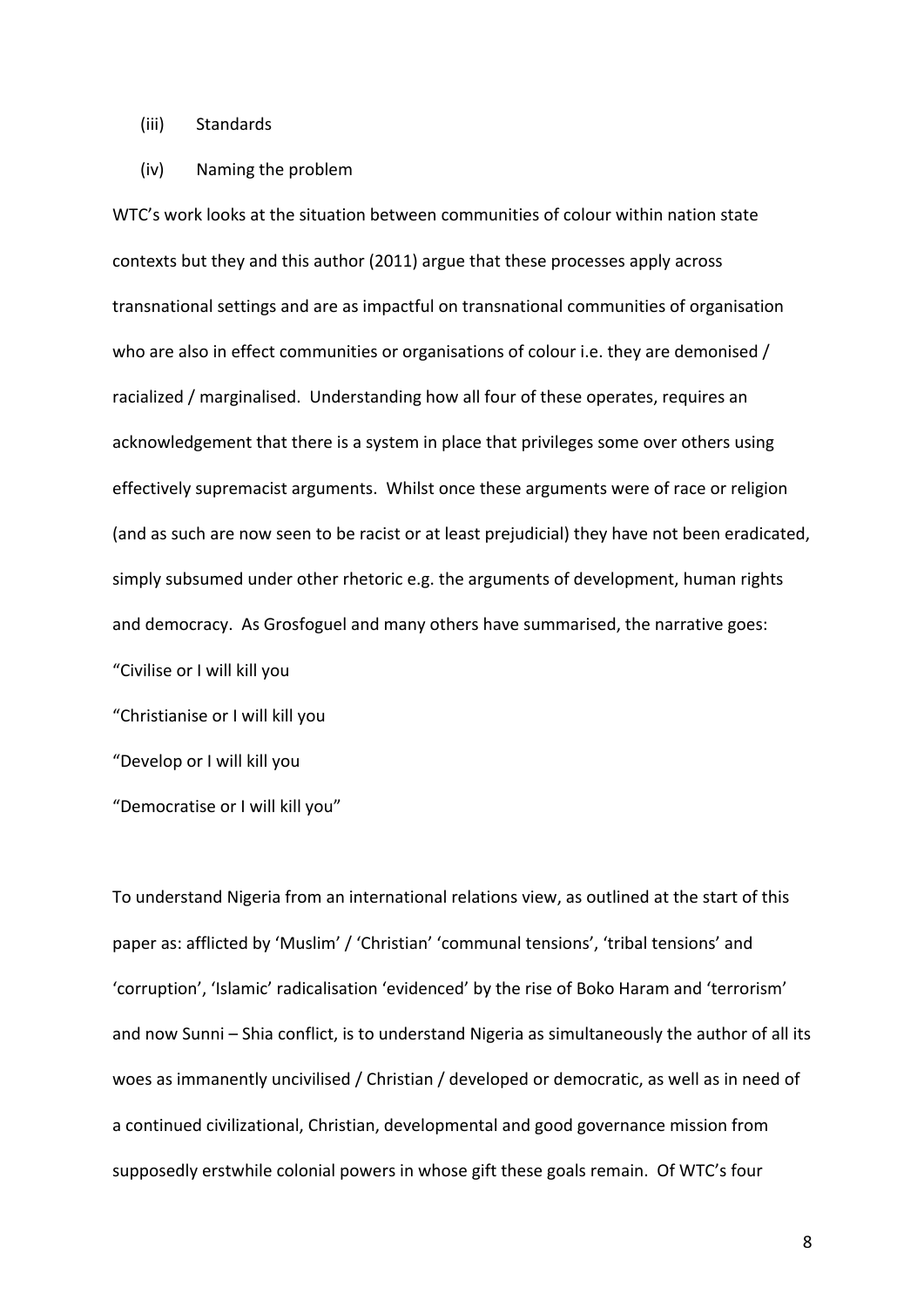(iii) Standards

(iv) Naming the problem

WTC's work looks at the situation between communities of colour within nation state contexts but they and this author (2011) argue that these processes apply across transnational settings and are as impactful on transnational communities of organisation who are also in effect communities or organisations of colour i.e. they are demonised / racialized / marginalised. Understanding how all four of these operates, requires an acknowledgement that there is a system in place that privileges some over others using effectively supremacist arguments. Whilst once these arguments were of race or religion (and as such are now seen to be racist or at least prejudicial) they have not been eradicated, simply subsumed under other rhetoric e.g. the arguments of development, human rights and democracy. As Grosfoguel and many others have summarised, the narrative goes:

"Civilise or I will kill you

"Christianise or I will kill you

"Develop or I will kill you

"Democratise or I will kill you"

To understand Nigeria from an international relations view, as outlined at the start of this paper as: afflicted by 'Muslim' / 'Christian' 'communal tensions', 'tribal tensions' and 'corruption', 'Islamic' radicalisation 'evidenced' by the rise of Boko Haram and 'terrorism' and now Sunni – Shia conflict, is to understand Nigeria as simultaneously the author of all its woes as immanently uncivilised / Christian / developed or democratic, as well as in need of a continued civilizational, Christian, developmental and good governance mission from supposedly erstwhile colonial powers in whose gift these goals remain. Of WTC's four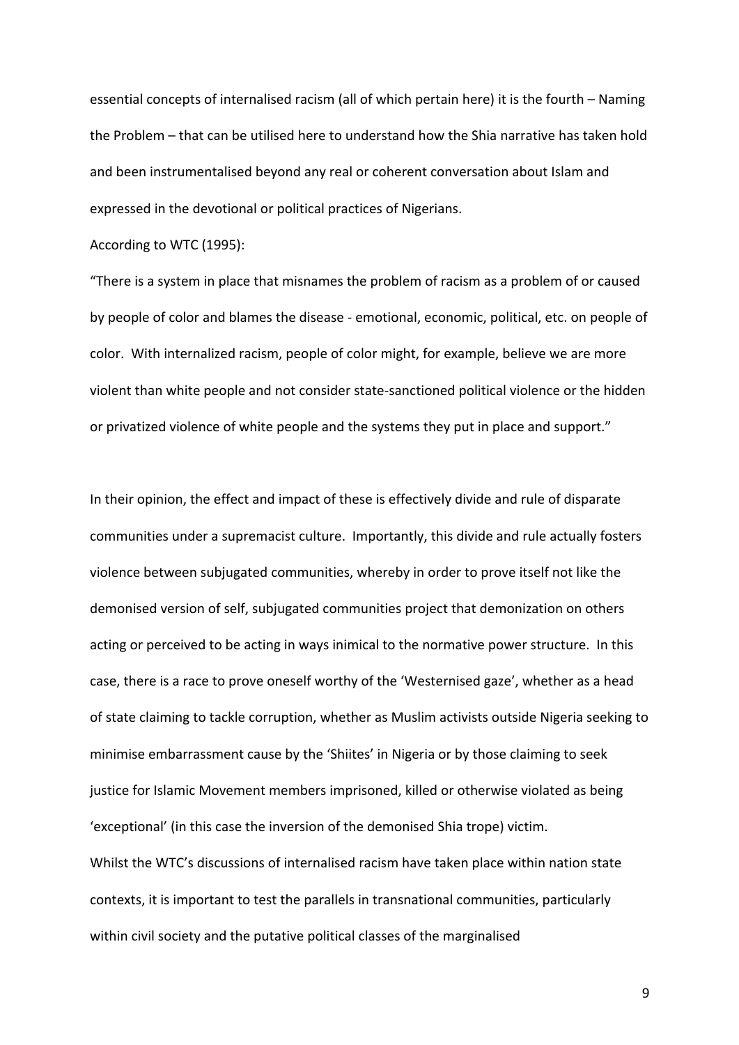essential concepts of internalised racism (all of which pertain here) it is the fourth – Naming the Problem – that can be utilised here to understand how the Shia narrative has taken hold and been instrumentalised beyond any real or coherent conversation about Islam and expressed in the devotional or political practices of Nigerians.

According to WTC (1995):

"There is a system in place that misnames the problem of racism as a problem of or caused by people of color and blames the disease - emotional, economic, political, etc. on people of color. With internalized racism, people of color might, for example, believe we are more violent than white people and not consider state-sanctioned political violence or the hidden or privatized violence of white people and the systems they put in place and support."

In their opinion, the effect and impact of these is effectively divide and rule of disparate communities under a supremacist culture. Importantly, this divide and rule actually fosters violence between subjugated communities, whereby in order to prove itself not like the demonised version of self, subjugated communities project that demonization on others acting or perceived to be acting in ways inimical to the normative power structure. In this case, there is a race to prove oneself worthy of the 'Westernised gaze', whether as a head of state claiming to tackle corruption, whether as Muslim activists outside Nigeria seeking to minimise embarrassment cause by the 'Shiites' in Nigeria or by those claiming to seek justice for Islamic Movement members imprisoned, killed or otherwise violated as being 'exceptional' (in this case the inversion of the demonised Shia trope) victim.

Whilst the WTC's discussions of internalised racism have taken place within nation state contexts, it is important to test the parallels in transnational communities, particularly within civil society and the putative political classes of the marginalised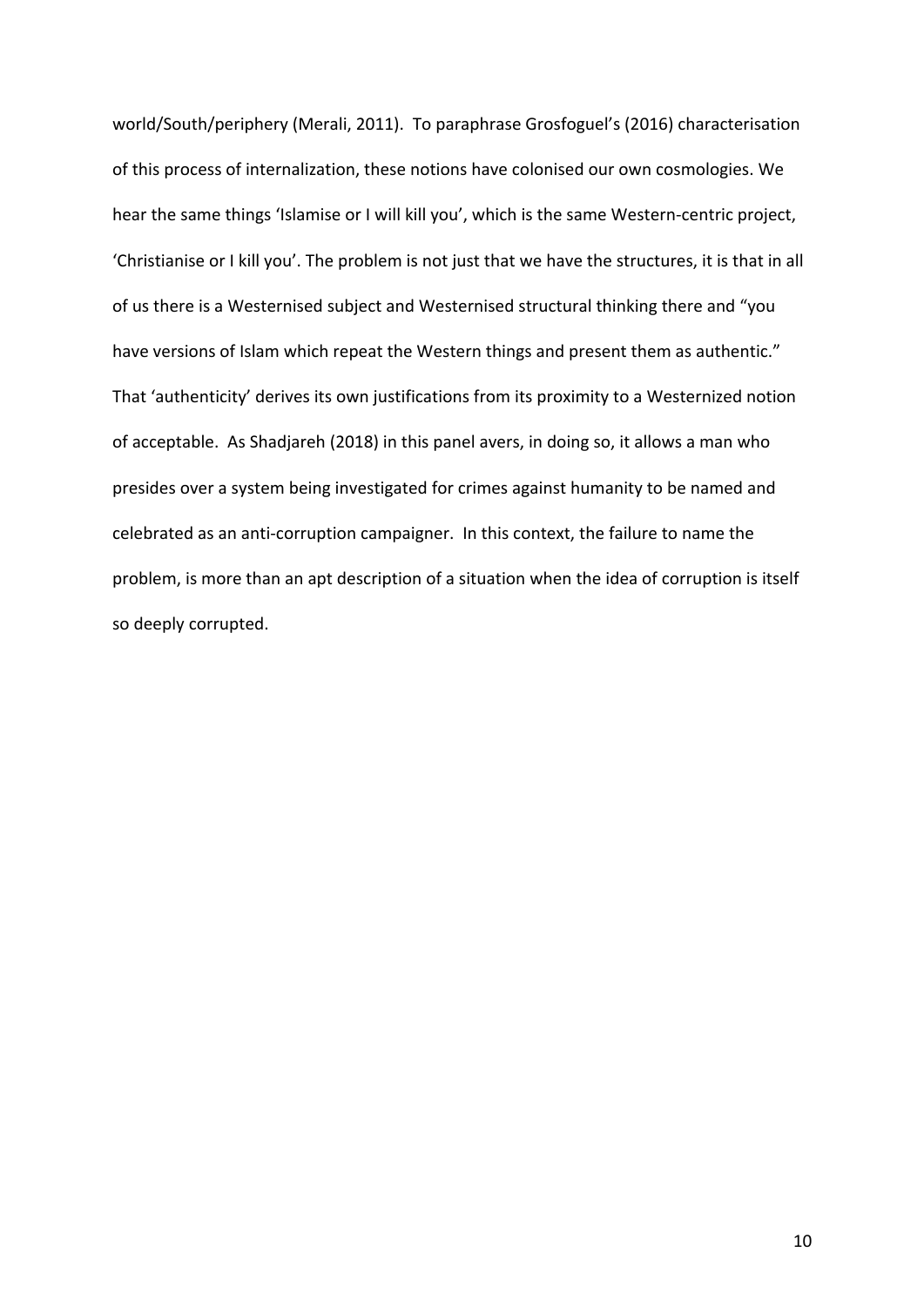world/South/periphery (Merali, 2011). To paraphrase Grosfoguel's (2016) characterisation of this process of internalization, these notions have colonised our own cosmologies. We hear the same things 'Islamise or I will kill you', which is the same Western-centric project, 'Christianise or I kill you'. The problem is not just that we have the structures, it is that in all of us there is a Westernised subject and Westernised structural thinking there and "you have versions of Islam which repeat the Western things and present them as authentic." That 'authenticity' derives its own justifications from its proximity to a Westernized notion of acceptable. As Shadjareh (2018) in this panel avers, in doing so, it allows a man who presides over a system being investigated for crimes against humanity to be named and celebrated as an anti-corruption campaigner. In this context, the failure to name the problem, is more than an apt description of a situation when the idea of corruption is itself so deeply corrupted.